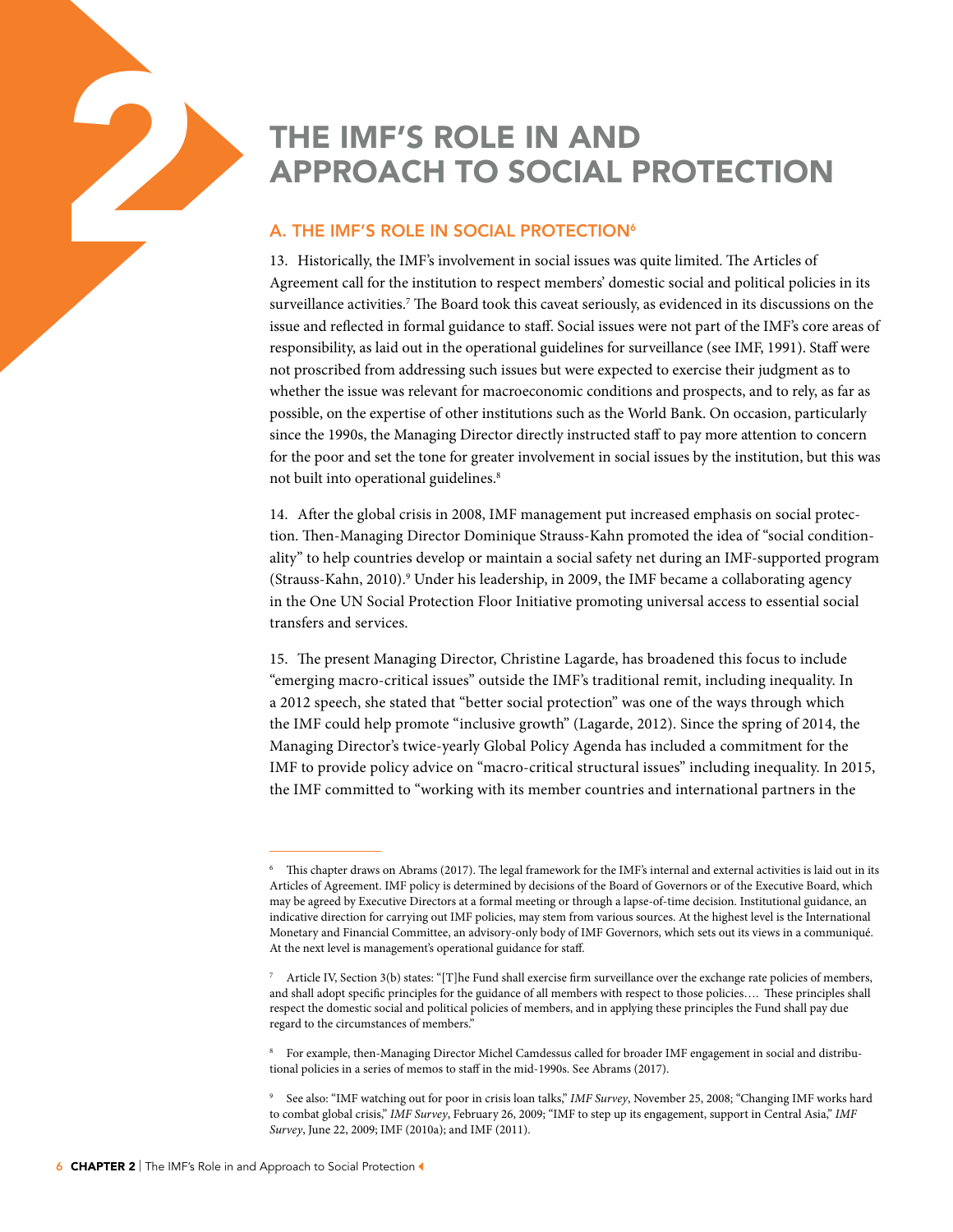# 2 THE IMF'S ROLE IN AND APPROACH TO SOCIAL PROTECTION

## A. THE IMF'S ROLE IN SOCIAL PROTECTION[6]

13. Historically, the IMF's involvement in social issues was quite limited. The Articles of Agreement call for the institution to respect members' domestic social and political policies in its surveillance activities.[7] The Board took this caveat seriously, as evidenced in its discussions on the issue and reflected in formal guidance to staff. Social issues were not part of the IMF's core areas of responsibility, as laid out in the operational guidelines for surveillance (see IMF, 1991). Staff were not proscribed from addressing such issues but were expected to exercise their judgment as to whether the issue was relevant for macroeconomic conditions and prospects, and to rely, as far as possible, on the expertise of other institutions such as the World Bank. On occasion, particularly since the 1990s, the Managing Director directly instructed staff to pay more attention to concern for the poor and set the tone for greater involvement in social issues by the institution, but this was not built into operational guidelines.[8]

14. After the global crisis in 2008, IMF management put increased emphasis on social protection. Then-Managing Director Dominique Strauss-Kahn promoted the idea of "social conditionality" to help countries develop or maintain a social safety net during an IMF-supported program (Strauss-Kahn, 2010).[9] Under his leadership, in 2009, the IMF became a collaborating agency in the One UN Social Protection Floor Initiative promoting universal access to essential social transfers and services.

15. The present Managing Director, Christine Lagarde, has broadened this focus to include "emerging macro-critical issues" outside the IMF's traditional remit, including inequality. In a 2012 speech, she stated that "better social protection" was one of the ways through which the IMF could help promote "inclusive growth" (Lagarde, 2012). Since the spring of 2014, the Managing Director's twice-yearly Global Policy Agenda has included a commitment for the IMF to provide policy advice on "macro-critical structural issues" including inequality. In 2015, the IMF committed to "working with its member countries and international partners in the

---

[6] This chapter draws on Abrams (2017). The legal framework for the IMF's internal and external activities is laid out in its Articles of Agreement. IMF policy is determined by decisions of the Board of Governors or of the Executive Board, which may be agreed by Executive Directors at a formal meeting or through a lapse-of-time decision. Institutional guidance, an indicative direction for carrying out IMF policies, may stem from various sources. At the highest level is the International Monetary and Financial Committee, an advisory-only body of IMF Governors, which sets out its views in a communiqué. At the next level is management's operational guidance for staff.

[7] Article IV, Section 3(b) states: "[T]he Fund shall exercise firm surveillance over the exchange rate policies of members, and shall adopt specific principles for the guidance of all members with respect to those policies…. These principles shall respect the domestic social and political policies of members, and in applying these principles the Fund shall pay due regard to the circumstances of members."

[8] For example, then-Managing Director Michel Camdessus called for broader IMF engagement in social and distributional policies in a series of memos to staff in the mid-1990s. See Abrams (2017).

[9] See also: "IMF watching out for poor in crisis loan talks," *IMF Survey*, November 25, 2008; "Changing IMF works hard to combat global crisis," *IMF Survey*, February 26, 2009; "IMF to step up its engagement, support in Central Asia," *IMF Survey*, June 22, 2009; IMF (2010a); and IMF (2011).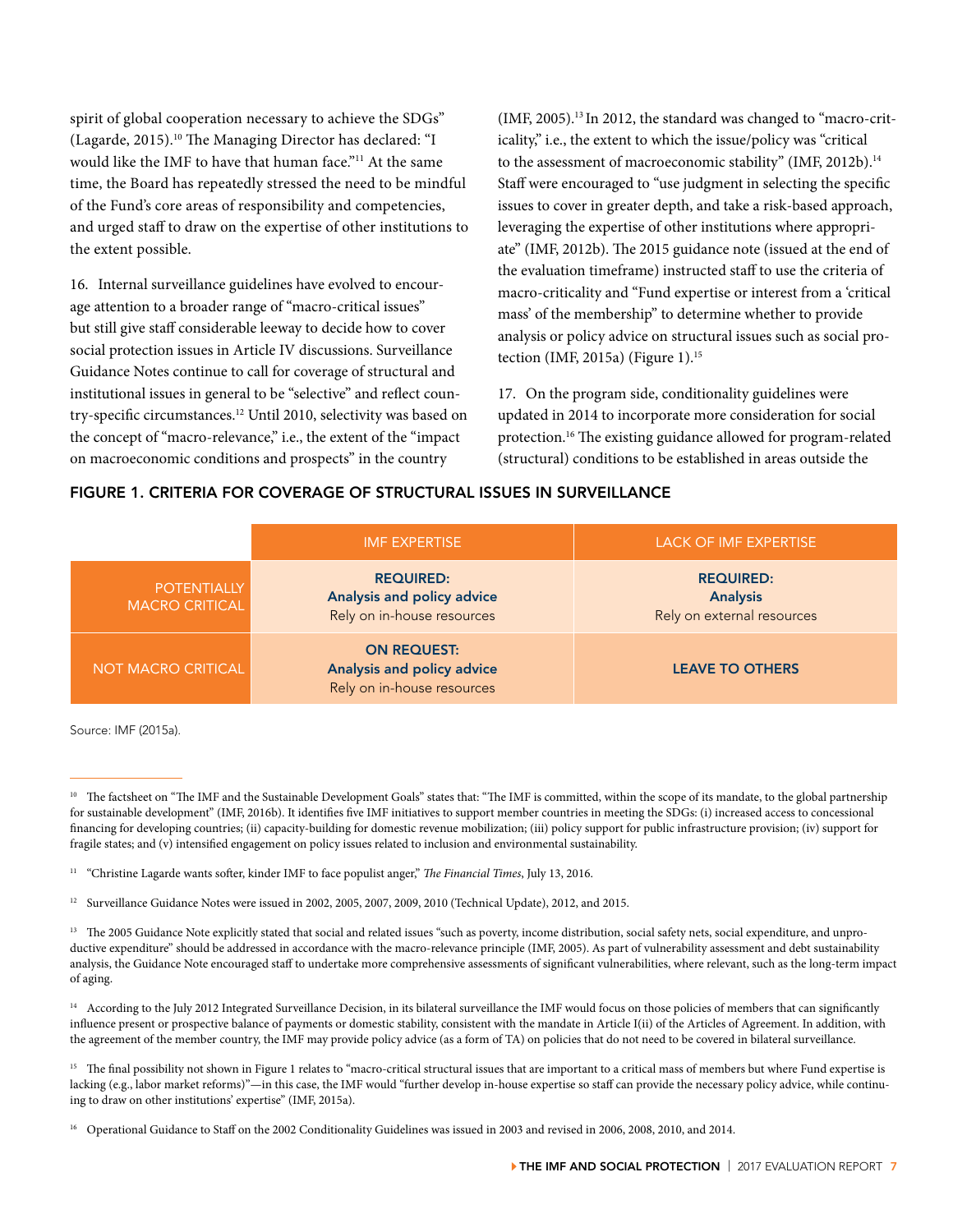spirit of global cooperation necessary to achieve the SDGs" (Lagarde, 2015).[10] The Managing Director has declared: "I would like the IMF to have that human face."[11] At the same time, the Board has repeatedly stressed the need to be mindful of the Fund's core areas of responsibility and competencies, and urged staff to draw on the expertise of other institutions to the extent possible.

16. Internal surveillance guidelines have evolved to encourage attention to a broader range of "macro-critical issues" but still give staff considerable leeway to decide how to cover social protection issues in Article IV discussions. Surveillance Guidance Notes continue to call for coverage of structural and institutional issues in general to be "selective" and reflect country-specific circumstances.[12] Until 2010, selectivity was based on the concept of "macro-relevance," i.e., the extent of the "impact on macroeconomic conditions and prospects" in the country (IMF, 2005).[13] In 2012, the standard was changed to "macro-criticality," i.e., the extent to which the issue/policy was "critical to the assessment of macroeconomic stability" (IMF, 2012b).[14] Staff were encouraged to "use judgment in selecting the specific issues to cover in greater depth, and take a risk-based approach, leveraging the expertise of other institutions where appropriate" (IMF, 2012b). The 2015 guidance note (issued at the end of the evaluation timeframe) instructed staff to use the criteria of macro-criticality and "Fund expertise or interest from a 'critical mass' of the membership" to determine whether to provide analysis or policy advice on structural issues such as social protection (IMF, 2015a) (Figure 1).[15]

17. On the program side, conditionality guidelines were updated in 2014 to incorporate more consideration for social protection.[16] The existing guidance allowed for program-related (structural) conditions to be established in areas outside the

## FIGURE 1. CRITERIA FOR COVERAGE OF STRUCTURAL ISSUES IN SURVEILLANCE

| | IMF EXPERTISE | LACK OF IMF EXPERTISE |
|---|---|---|
| POTENTIALLY MACRO CRITICAL | **REQUIRED: Analysis and policy advice** Rely on in-house resources | **REQUIRED: Analysis** Rely on external resources |
| NOT MACRO CRITICAL | **ON REQUEST: Analysis and policy advice** Rely on in-house resources | **LEAVE TO OTHERS** |

Source: IMF (2015a).

---

[10] The factsheet on "The IMF and the Sustainable Development Goals" states that: "The IMF is committed, within the scope of its mandate, to the global partnership for sustainable development" (IMF, 2016b). It identifies five IMF initiatives to support member countries in meeting the SDGs: (i) increased access to concessional financing for developing countries; (ii) capacity-building for domestic revenue mobilization; (iii) policy support for public infrastructure provision; (iv) support for fragile states; and (v) intensified engagement on policy issues related to inclusion and environmental sustainability.

[11] "Christine Lagarde wants softer, kinder IMF to face populist anger," *The Financial Times*, July 13, 2016.

[12] Surveillance Guidance Notes were issued in 2002, 2005, 2007, 2009, 2010 (Technical Update), 2012, and 2015.

[13] The 2005 Guidance Note explicitly stated that social and related issues "such as poverty, income distribution, social safety nets, social expenditure, and unproductive expenditure" should be addressed in accordance with the macro-relevance principle (IMF, 2005). As part of vulnerability assessment and debt sustainability analysis, the Guidance Note encouraged staff to undertake more comprehensive assessments of significant vulnerabilities, where relevant, such as the long-term impact of aging.

[14] According to the July 2012 Integrated Surveillance Decision, in its bilateral surveillance the IMF would focus on those policies of members that can significantly influence present or prospective balance of payments or domestic stability, consistent with the mandate in Article I(ii) of the Articles of Agreement. In addition, with the agreement of the member country, the IMF may provide policy advice (as a form of TA) on policies that do not need to be covered in bilateral surveillance.

[15] The final possibility not shown in Figure 1 relates to "macro-critical structural issues that are important to a critical mass of members but where Fund expertise is lacking (e.g., labor market reforms)"—in this case, the IMF would "further develop in-house expertise so staff can provide the necessary policy advice, while continuing to draw on other institutions' expertise" (IMF, 2015a).

[16] Operational Guidance to Staff on the 2002 Conditionality Guidelines was issued in 2003 and revised in 2006, 2008, 2010, and 2014.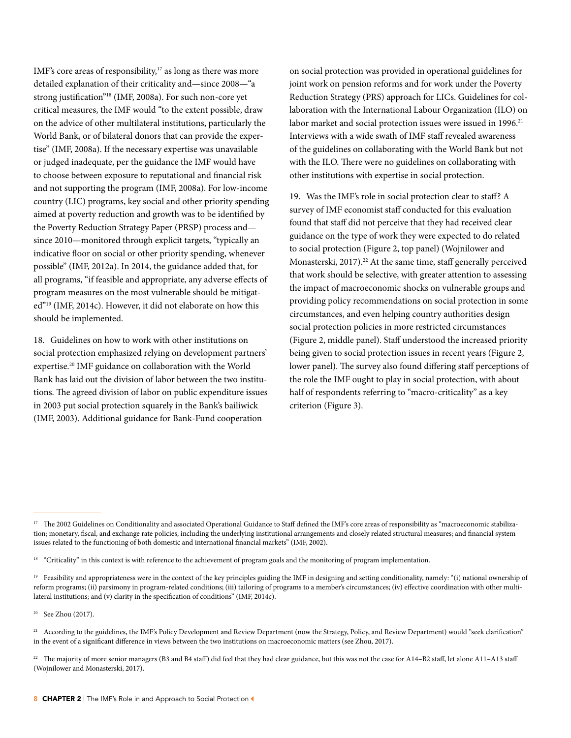IMF's core areas of responsibility,[17] as long as there was more detailed explanation of their criticality and—since 2008—"a strong justification"[18] (IMF, 2008a). For such non-core yet critical measures, the IMF would "to the extent possible, draw on the advice of other multilateral institutions, particularly the World Bank, or of bilateral donors that can provide the expertise" (IMF, 2008a). If the necessary expertise was unavailable or judged inadequate, per the guidance the IMF would have to choose between exposure to reputational and financial risk and not supporting the program (IMF, 2008a). For low-income country (LIC) programs, key social and other priority spending aimed at poverty reduction and growth was to be identified by the Poverty Reduction Strategy Paper (PRSP) process and—since 2010—monitored through explicit targets, "typically an indicative floor on social or other priority spending, whenever possible" (IMF, 2012a). In 2014, the guidance added that, for all programs, "if feasible and appropriate, any adverse effects of program measures on the most vulnerable should be mitigated"[19] (IMF, 2014c). However, it did not elaborate on how this should be implemented.

18. Guidelines on how to work with other institutions on social protection emphasized relying on development partners' expertise.[20] IMF guidance on collaboration with the World Bank has laid out the division of labor between the two institutions. The agreed division of labor on public expenditure issues in 2003 put social protection squarely in the Bank's bailiwick (IMF, 2003). Additional guidance for Bank-Fund cooperation on social protection was provided in operational guidelines for joint work on pension reforms and for work under the Poverty Reduction Strategy (PRS) approach for LICs. Guidelines for collaboration with the International Labour Organization (ILO) on labor market and social protection issues were issued in 1996.[21] Interviews with a wide swath of IMF staff revealed awareness of the guidelines on collaborating with the World Bank but not with the ILO. There were no guidelines on collaborating with other institutions with expertise in social protection.

19. Was the IMF's role in social protection clear to staff? A survey of IMF economist staff conducted for this evaluation found that staff did not perceive that they had received clear guidance on the type of work they were expected to do related to social protection (Figure 2, top panel) (Wojnilower and Monasterski, 2017).[22] At the same time, staff generally perceived that work should be selective, with greater attention to assessing the impact of macroeconomic shocks on vulnerable groups and providing policy recommendations on social protection in some circumstances, and even helping country authorities design social protection policies in more restricted circumstances (Figure 2, middle panel). Staff understood the increased priority being given to social protection issues in recent years (Figure 2, lower panel). The survey also found differing staff perceptions of the role the IMF ought to play in social protection, with about half of respondents referring to "macro-criticality" as a key criterion (Figure 3).

---

[17] The 2002 Guidelines on Conditionality and associated Operational Guidance to Staff defined the IMF's core areas of responsibility as "macroeconomic stabilization; monetary, fiscal, and exchange rate policies, including the underlying institutional arrangements and closely related structural measures; and financial system issues related to the functioning of both domestic and international financial markets" (IMF, 2002).

[18] "Criticality" in this context is with reference to the achievement of program goals and the monitoring of program implementation.

[19] Feasibility and appropriateness were in the context of the key principles guiding the IMF in designing and setting conditionality, namely: "(i) national ownership of reform programs; (ii) parsimony in program-related conditions; (iii) tailoring of programs to a member's circumstances; (iv) effective coordination with other multilateral institutions; and (v) clarity in the specification of conditions" (IMF, 2014c).

[20] See Zhou (2017).

[21] According to the guidelines, the IMF's Policy Development and Review Department (now the Strategy, Policy, and Review Department) would "seek clarification" in the event of a significant difference in views between the two institutions on macroeconomic matters (see Zhou, 2017).

[22] The majority of more senior managers (B3 and B4 staff) did feel that they had clear guidance, but this was not the case for A14–B2 staff, let alone A11–A13 staff (Wojnilower and Monasterski, 2017).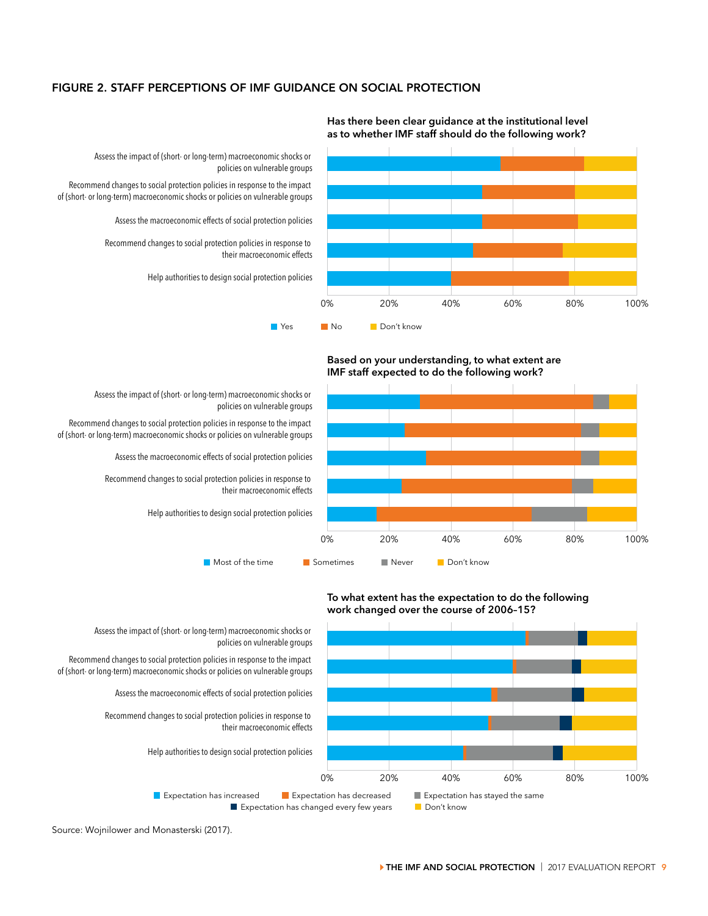## FIGURE 2. STAFF PERCEPTIONS OF IMF GUIDANCE ON SOCIAL PROTECTION

**Has there been clear guidance at the institutional level as to whether IMF staff should do the following work?**

- Assess the impact of (short- or long-term) macroeconomic shocks or policies on vulnerable groups
- Recommend changes to social protection policies in response to the impact of (short- or long-term) macroeconomic shocks or policies on vulnerable groups
- Assess the macroeconomic effects of social protection policies
- Recommend changes to social protection policies in response to their macroeconomic effects
- Help authorities to design social protection policies

0% 20% 40% 60% 80% 100%

Yes | No | Don't know

**Based on your understanding, to what extent are IMF staff expected to do the following work?**

- Assess the impact of (short- or long-term) macroeconomic shocks or policies on vulnerable groups
- Recommend changes to social protection policies in response to the impact of (short- or long-term) macroeconomic shocks or policies on vulnerable groups
- Assess the macroeconomic effects of social protection policies
- Recommend changes to social protection policies in response to their macroeconomic effects
- Help authorities to design social protection policies

0% 20% 40% 60% 80% 100%

Most of the time | Sometimes | Never | Don't know

**To what extent has the expectation to do the following work changed over the course of 2006–15?**

- Assess the impact of (short- or long-term) macroeconomic shocks or policies on vulnerable groups
- Recommend changes to social protection policies in response to the impact of (short- or long-term) macroeconomic shocks or policies on vulnerable groups
- Assess the macroeconomic effects of social protection policies
- Recommend changes to social protection policies in response to their macroeconomic effects
- Help authorities to design social protection policies

0% 20% 40% 60% 80% 100%

Expectation has increased | Expectation has decreased | Expectation has stayed the same | Expectation has changed every few years | Don't know

Source: Wojnilower and Monasterski (2017).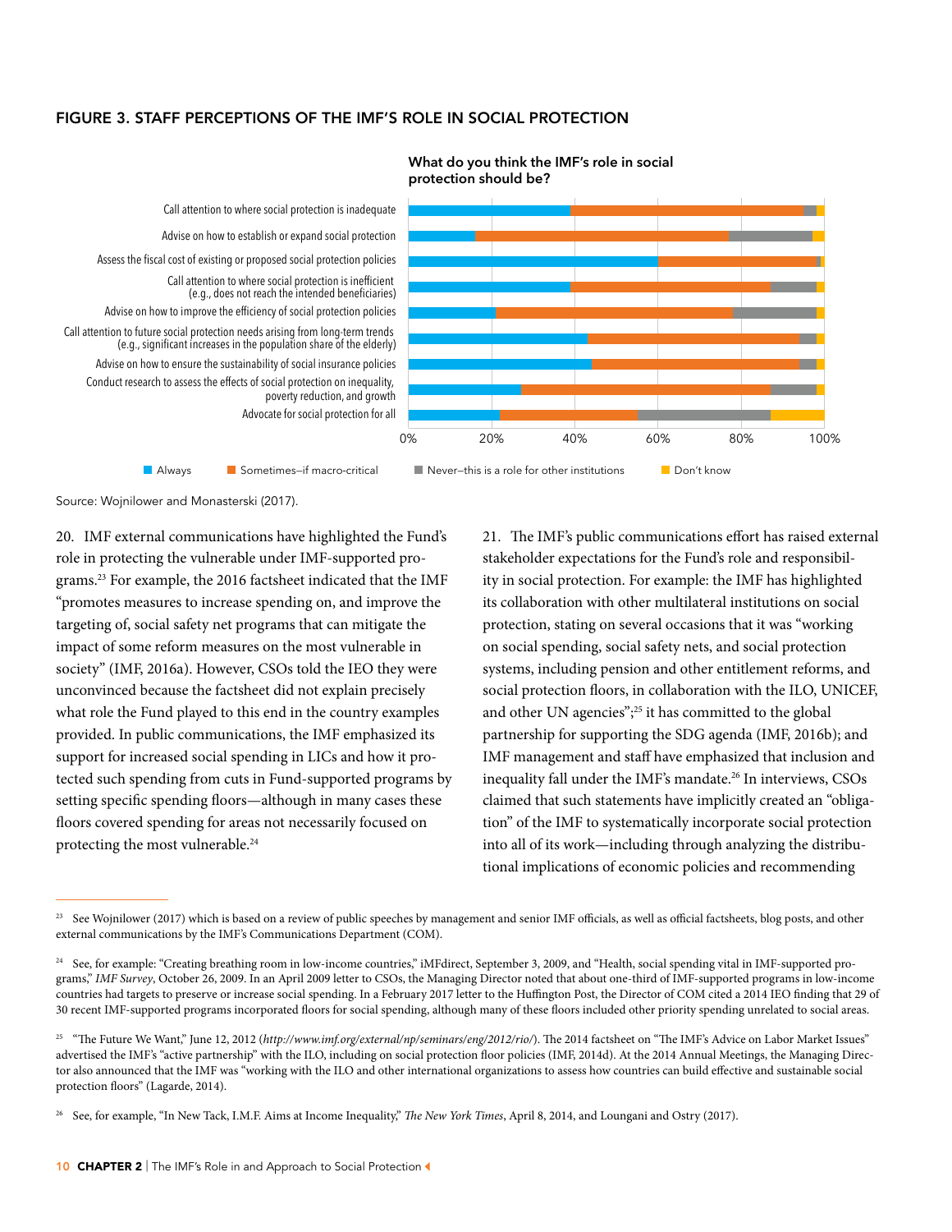## FIGURE 3. STAFF PERCEPTIONS OF THE IMF'S ROLE IN SOCIAL PROTECTION

**What do you think the IMF's role in social protection should be?**

- Call attention to where social protection is inadequate
- Advise on how to establish or expand social protection
- Assess the fiscal cost of existing or proposed social protection policies
- Call attention to where social protection is inefficient (e.g., does not reach the intended beneficiaries)
- Advise on how to improve the efficiency of social protection policies
- Call attention to future social protection needs arising from long-term trends (e.g., significant increases in the population share of the elderly)
- Advise on how to ensure the sustainability of social insurance policies
- Conduct research to assess the effects of social protection on inequality, poverty reduction, and growth
- Advocate for social protection for all

0% 20% 40% 60% 80% 100%

Always | Sometimes—if macro-critical | Never—this is a role for other institutions | Don't know

Source: Wojnilower and Monasterski (2017).

20. IMF external communications have highlighted the Fund's role in protecting the vulnerable under IMF-supported programs.[23] For example, the 2016 factsheet indicated that the IMF "promotes measures to increase spending on, and improve the targeting of, social safety net programs that can mitigate the impact of some reform measures on the most vulnerable in society" (IMF, 2016a). However, CSOs told the IEO they were unconvinced because the factsheet did not explain precisely what role the Fund played to this end in the country examples provided. In public communications, the IMF emphasized its support for increased social spending in LICs and how it protected such spending from cuts in Fund-supported programs by setting specific spending floors—although in many cases these floors covered spending for areas not necessarily focused on protecting the most vulnerable.[24]

21. The IMF's public communications effort has raised external stakeholder expectations for the Fund's role and responsibility in social protection. For example: the IMF has highlighted its collaboration with other multilateral institutions on social protection, stating on several occasions that it was "working on social spending, social safety nets, and social protection systems, including pension and other entitlement reforms, and social protection floors, in collaboration with the ILO, UNICEF, and other UN agencies";[25] it has committed to the global partnership for supporting the SDG agenda (IMF, 2016b); and IMF management and staff have emphasized that inclusion and inequality fall under the IMF's mandate.[26] In interviews, CSOs claimed that such statements have implicitly created an "obligation" of the IMF to systematically incorporate social protection into all of its work—including through analyzing the distributional implications of economic policies and recommending

---

[23] See Wojnilower (2017) which is based on a review of public speeches by management and senior IMF officials, as well as official factsheets, blog posts, and other external communications by the IMF's Communications Department (COM).

[24] See, for example: "Creating breathing room in low-income countries," iMFdirect, September 3, 2009, and "Health, social spending vital in IMF-supported programs," *IMF Survey*, October 26, 2009. In an April 2009 letter to CSOs, the Managing Director noted that about one-third of IMF-supported programs in low-income countries had targets to preserve or increase social spending. In a February 2017 letter to the Huffington Post, the Director of COM cited a 2014 IEO finding that 29 of 30 recent IMF-supported programs incorporated floors for social spending, although many of these floors included other priority spending unrelated to social areas.

[25] "The Future We Want," June 12, 2012 (*http://www.imf.org/external/np/seminars/eng/2012/rio/*). The 2014 factsheet on "The IMF's Advice on Labor Market Issues" advertised the IMF's "active partnership" with the ILO, including on social protection floor policies (IMF, 2014d). At the 2014 Annual Meetings, the Managing Director also announced that the IMF was "working with the ILO and other international organizations to assess how countries can build effective and sustainable social protection floors" (Lagarde, 2014).

[26] See, for example, "In New Tack, I.M.F. Aims at Income Inequality," *The New York Times*, April 8, 2014, and Loungani and Ostry (2017).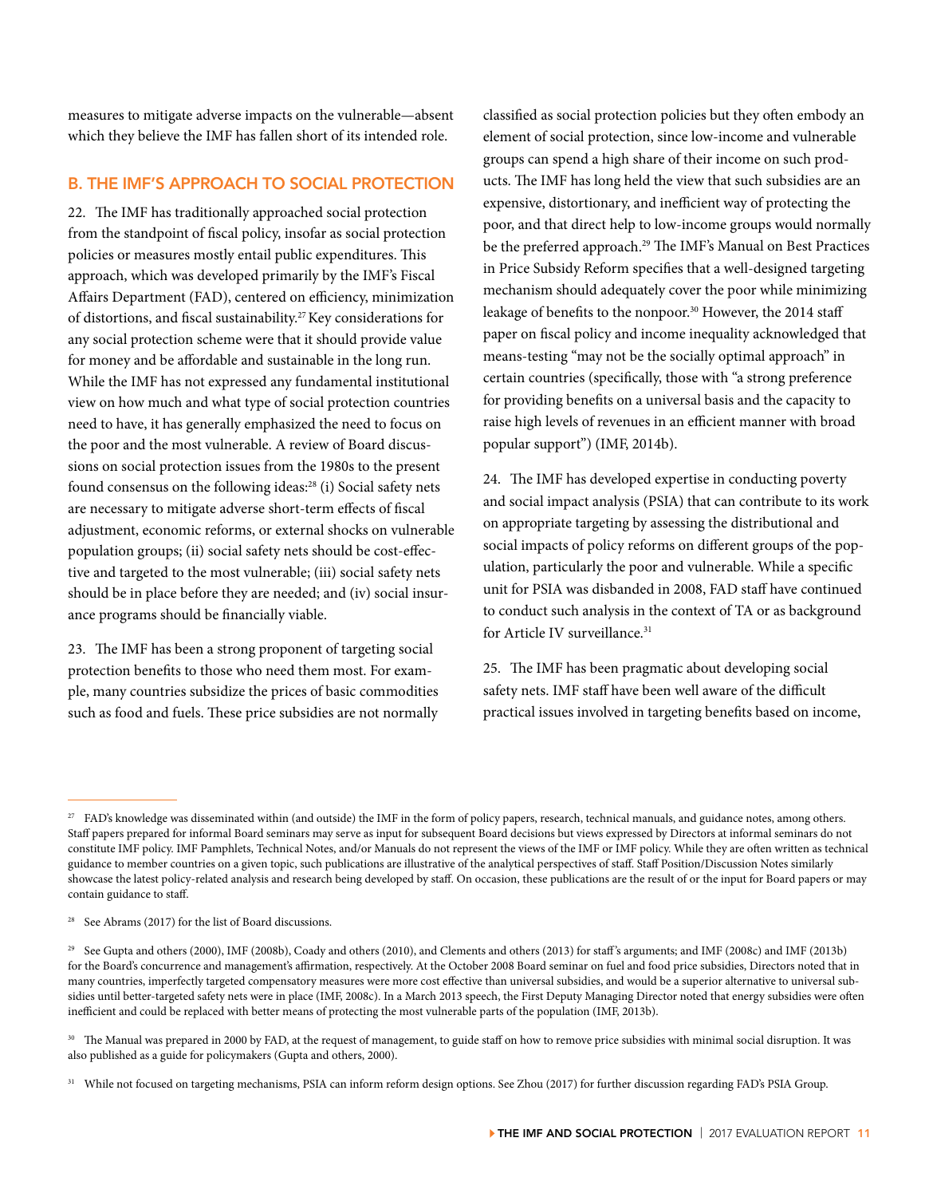measures to mitigate adverse impacts on the vulnerable—absent which they believe the IMF has fallen short of its intended role.

## B. THE IMF'S APPROACH TO SOCIAL PROTECTION

22. The IMF has traditionally approached social protection from the standpoint of fiscal policy, insofar as social protection policies or measures mostly entail public expenditures. This approach, which was developed primarily by the IMF's Fiscal Affairs Department (FAD), centered on efficiency, minimization of distortions, and fiscal sustainability.[27] Key considerations for any social protection scheme were that it should provide value for money and be affordable and sustainable in the long run. While the IMF has not expressed any fundamental institutional view on how much and what type of social protection countries need to have, it has generally emphasized the need to focus on the poor and the most vulnerable. A review of Board discussions on social protection issues from the 1980s to the present found consensus on the following ideas:[28] (i) Social safety nets are necessary to mitigate adverse short-term effects of fiscal adjustment, economic reforms, or external shocks on vulnerable population groups; (ii) social safety nets should be cost-effective and targeted to the most vulnerable; (iii) social safety nets should be in place before they are needed; and (iv) social insurance programs should be financially viable.

23. The IMF has been a strong proponent of targeting social protection benefits to those who need them most. For example, many countries subsidize the prices of basic commodities such as food and fuels. These price subsidies are not normally classified as social protection policies but they often embody an element of social protection, since low-income and vulnerable groups can spend a high share of their income on such products. The IMF has long held the view that such subsidies are an expensive, distortionary, and inefficient way of protecting the poor, and that direct help to low-income groups would normally be the preferred approach.[29] The IMF's Manual on Best Practices in Price Subsidy Reform specifies that a well-designed targeting mechanism should adequately cover the poor while minimizing leakage of benefits to the nonpoor.[30] However, the 2014 staff paper on fiscal policy and income inequality acknowledged that means-testing "may not be the socially optimal approach" in certain countries (specifically, those with "a strong preference for providing benefits on a universal basis and the capacity to raise high levels of revenues in an efficient manner with broad popular support") (IMF, 2014b).

24. The IMF has developed expertise in conducting poverty and social impact analysis (PSIA) that can contribute to its work on appropriate targeting by assessing the distributional and social impacts of policy reforms on different groups of the population, particularly the poor and vulnerable. While a specific unit for PSIA was disbanded in 2008, FAD staff have continued to conduct such analysis in the context of TA or as background for Article IV surveillance.[31]

25. The IMF has been pragmatic about developing social safety nets. IMF staff have been well aware of the difficult practical issues involved in targeting benefits based on income,

---

[27] FAD's knowledge was disseminated within (and outside) the IMF in the form of policy papers, research, technical manuals, and guidance notes, among others. Staff papers prepared for informal Board seminars may serve as input for subsequent Board decisions but views expressed by Directors at informal seminars do not constitute IMF policy. IMF Pamphlets, Technical Notes, and/or Manuals do not represent the views of the IMF or IMF policy. While they are often written as technical guidance to member countries on a given topic, such publications are illustrative of the analytical perspectives of staff. Staff Position/Discussion Notes similarly showcase the latest policy-related analysis and research being developed by staff. On occasion, these publications are the result of or the input for Board papers or may contain guidance to staff.

[28] See Abrams (2017) for the list of Board discussions.

[29] See Gupta and others (2000), IMF (2008b), Coady and others (2010), and Clements and others (2013) for staff's arguments; and IMF (2008c) and IMF (2013b) for the Board's concurrence and management's affirmation, respectively. At the October 2008 Board seminar on fuel and food price subsidies, Directors noted that in many countries, imperfectly targeted compensatory measures were more cost effective than universal subsidies, and would be a superior alternative to universal subsidies until better-targeted safety nets were in place (IMF, 2008c). In a March 2013 speech, the First Deputy Managing Director noted that energy subsidies were often inefficient and could be replaced with better means of protecting the most vulnerable parts of the population (IMF, 2013b).

[30] The Manual was prepared in 2000 by FAD, at the request of management, to guide staff on how to remove price subsidies with minimal social disruption. It was also published as a guide for policymakers (Gupta and others, 2000).

[31] While not focused on targeting mechanisms, PSIA can inform reform design options. See Zhou (2017) for further discussion regarding FAD's PSIA Group.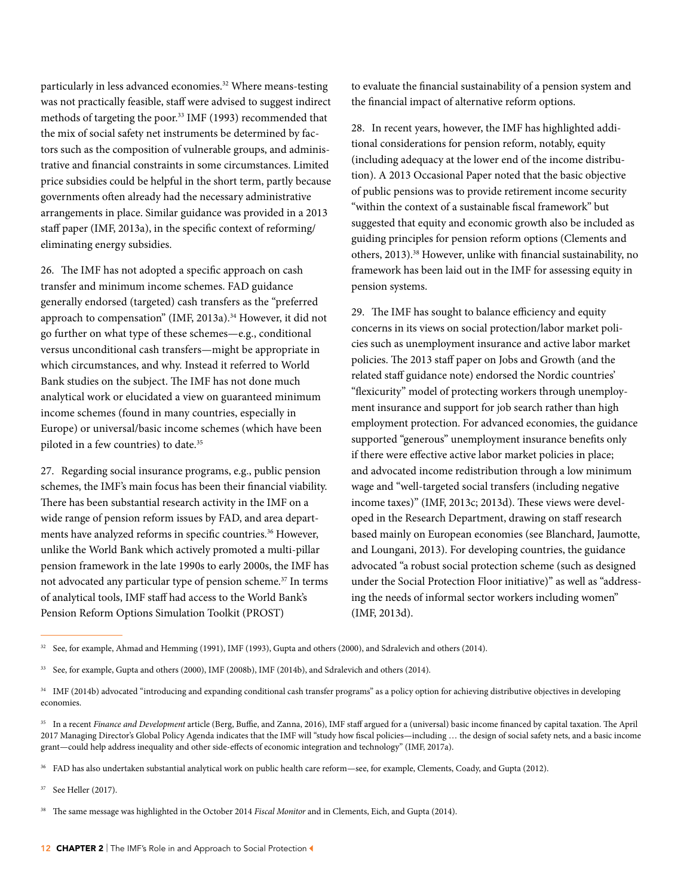particularly in less advanced economies.[32] Where means-testing was not practically feasible, staff were advised to suggest indirect methods of targeting the poor.[33] IMF (1993) recommended that the mix of social safety net instruments be determined by factors such as the composition of vulnerable groups, and administrative and financial constraints in some circumstances. Limited price subsidies could be helpful in the short term, partly because governments often already had the necessary administrative arrangements in place. Similar guidance was provided in a 2013 staff paper (IMF, 2013a), in the specific context of reforming/eliminating energy subsidies.

26. The IMF has not adopted a specific approach on cash transfer and minimum income schemes. FAD guidance generally endorsed (targeted) cash transfers as the "preferred approach to compensation" (IMF, 2013a).[34] However, it did not go further on what type of these schemes—e.g., conditional versus unconditional cash transfers—might be appropriate in which circumstances, and why. Instead it referred to World Bank studies on the subject. The IMF has not done much analytical work or elucidated a view on guaranteed minimum income schemes (found in many countries, especially in Europe) or universal/basic income schemes (which have been piloted in a few countries) to date.[35]

27. Regarding social insurance programs, e.g., public pension schemes, the IMF's main focus has been their financial viability. There has been substantial research activity in the IMF on a wide range of pension reform issues by FAD, and area departments have analyzed reforms in specific countries.[36] However, unlike the World Bank which actively promoted a multi-pillar pension framework in the late 1990s to early 2000s, the IMF has not advocated any particular type of pension scheme.[37] In terms of analytical tools, IMF staff had access to the World Bank's Pension Reform Options Simulation Toolkit (PROST) to evaluate the financial sustainability of a pension system and the financial impact of alternative reform options.

28. In recent years, however, the IMF has highlighted additional considerations for pension reform, notably, equity (including adequacy at the lower end of the income distribution). A 2013 Occasional Paper noted that the basic objective of public pensions was to provide retirement income security "within the context of a sustainable fiscal framework" but suggested that equity and economic growth also be included as guiding principles for pension reform options (Clements and others, 2013).[38] However, unlike with financial sustainability, no framework has been laid out in the IMF for assessing equity in pension systems.

29. The IMF has sought to balance efficiency and equity concerns in its views on social protection/labor market policies such as unemployment insurance and active labor market policies. The 2013 staff paper on Jobs and Growth (and the related staff guidance note) endorsed the Nordic countries' "flexicurity" model of protecting workers through unemployment insurance and support for job search rather than high employment protection. For advanced economies, the guidance supported "generous" unemployment insurance benefits only if there were effective active labor market policies in place; and advocated income redistribution through a low minimum wage and "well-targeted social transfers (including negative income taxes)" (IMF, 2013c; 2013d). These views were developed in the Research Department, drawing on staff research based mainly on European economies (see Blanchard, Jaumotte, and Loungani, 2013). For developing countries, the guidance advocated "a robust social protection scheme (such as designed under the Social Protection Floor initiative)" as well as "addressing the needs of informal sector workers including women" (IMF, 2013d).

---

[32] See, for example, Ahmad and Hemming (1991), IMF (1993), Gupta and others (2000), and Sdralevich and others (2014).

[33] See, for example, Gupta and others (2000), IMF (2008b), IMF (2014b), and Sdralevich and others (2014).

[34] IMF (2014b) advocated "introducing and expanding conditional cash transfer programs" as a policy option for achieving distributive objectives in developing economies.

[35] In a recent *Finance and Development* article (Berg, Buffie, and Zanna, 2016), IMF staff argued for a (universal) basic income financed by capital taxation. The April 2017 Managing Director's Global Policy Agenda indicates that the IMF will "study how fiscal policies—including … the design of social safety nets, and a basic income grant—could help address inequality and other side-effects of economic integration and technology" (IMF, 2017a).

[36] FAD has also undertaken substantial analytical work on public health care reform—see, for example, Clements, Coady, and Gupta (2012).

[37] See Heller (2017).

[38] The same message was highlighted in the October 2014 *Fiscal Monitor* and in Clements, Eich, and Gupta (2014).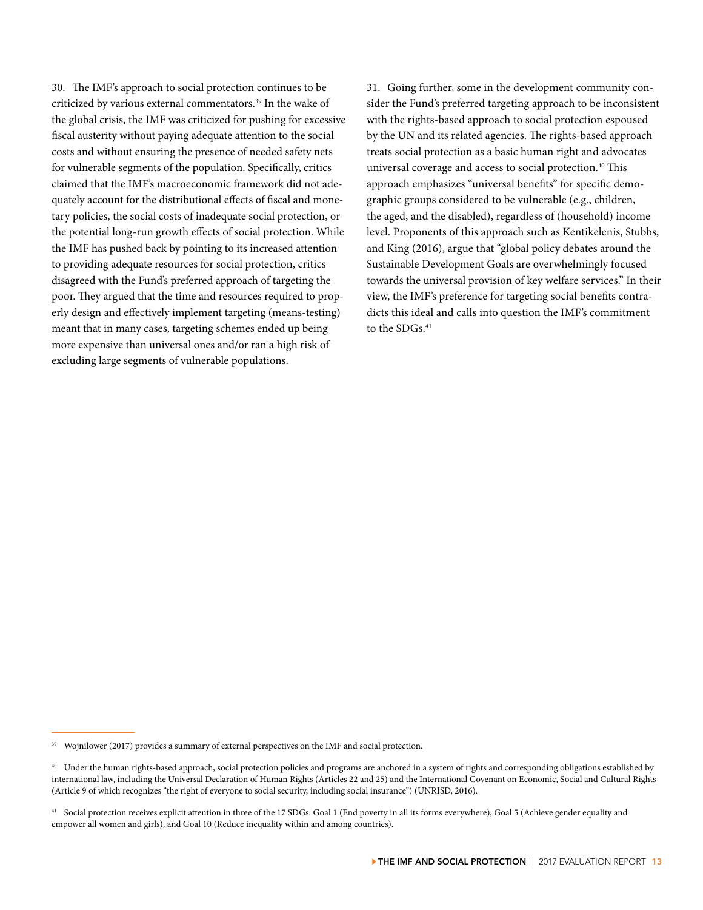30. The IMF's approach to social protection continues to be criticized by various external commentators.[39] In the wake of the global crisis, the IMF was criticized for pushing for excessive fiscal austerity without paying adequate attention to the social costs and without ensuring the presence of needed safety nets for vulnerable segments of the population. Specifically, critics claimed that the IMF's macroeconomic framework did not adequately account for the distributional effects of fiscal and monetary policies, the social costs of inadequate social protection, or the potential long-run growth effects of social protection. While the IMF has pushed back by pointing to its increased attention to providing adequate resources for social protection, critics disagreed with the Fund's preferred approach of targeting the poor. They argued that the time and resources required to properly design and effectively implement targeting (means-testing) meant that in many cases, targeting schemes ended up being more expensive than universal ones and/or ran a high risk of excluding large segments of vulnerable populations.

31. Going further, some in the development community consider the Fund's preferred targeting approach to be inconsistent with the rights-based approach to social protection espoused by the UN and its related agencies. The rights-based approach treats social protection as a basic human right and advocates universal coverage and access to social protection.[40] This approach emphasizes "universal benefits" for specific demographic groups considered to be vulnerable (e.g., children, the aged, and the disabled), regardless of (household) income level. Proponents of this approach such as Kentikelenis, Stubbs, and King (2016), argue that "global policy debates around the Sustainable Development Goals are overwhelmingly focused towards the universal provision of key welfare services." In their view, the IMF's preference for targeting social benefits contradicts this ideal and calls into question the IMF's commitment to the SDGs.[41]

---

[39] Wojnilower (2017) provides a summary of external perspectives on the IMF and social protection.

[40] Under the human rights-based approach, social protection policies and programs are anchored in a system of rights and corresponding obligations established by international law, including the Universal Declaration of Human Rights (Articles 22 and 25) and the International Covenant on Economic, Social and Cultural Rights (Article 9 of which recognizes "the right of everyone to social security, including social insurance") (UNRISD, 2016).

[41] Social protection receives explicit attention in three of the 17 SDGs: Goal 1 (End poverty in all its forms everywhere), Goal 5 (Achieve gender equality and empower all women and girls), and Goal 10 (Reduce inequality within and among countries).